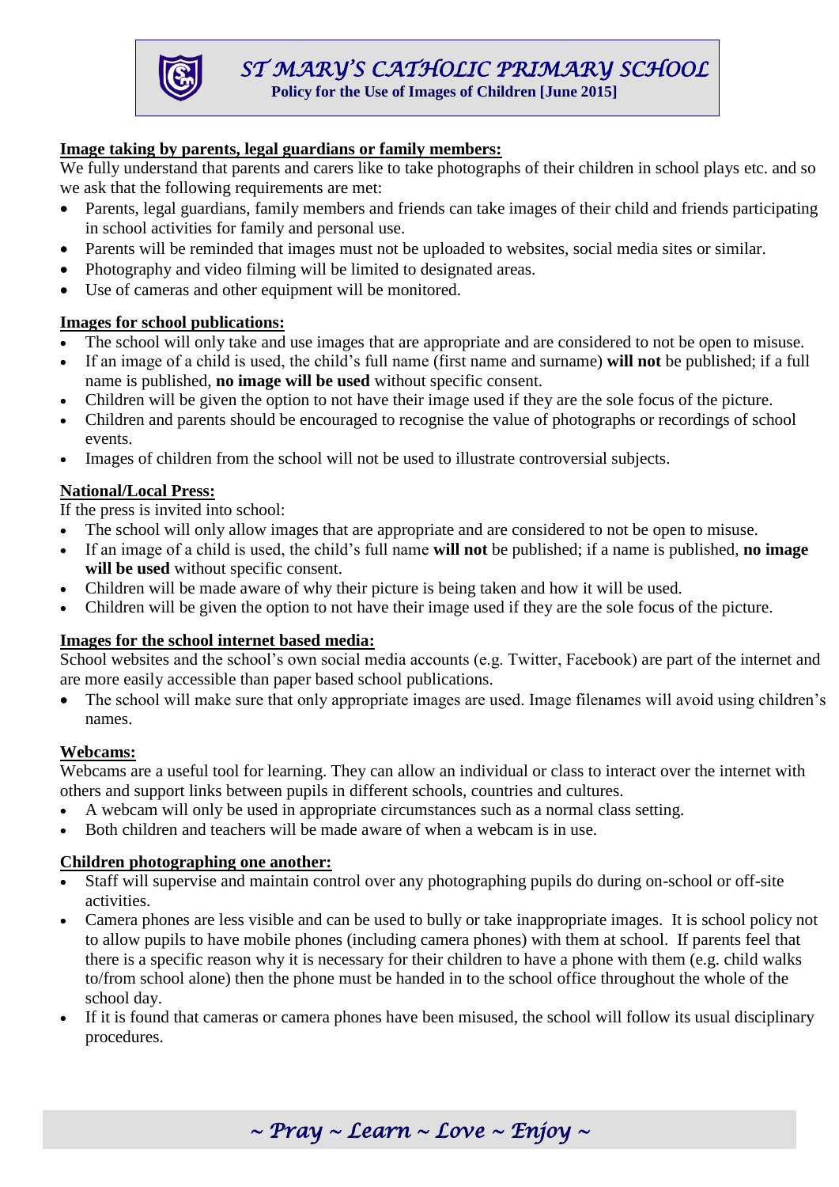# ST MARY'S CATHOLIC PRIMARY SCHOOL

**Policy for the Use of Images of Children [June 2015]**

## Image taking by parents, legal guardians or family members:

We fully understand that parents and carers like to take photographs of their children in school plays etc. and so we ask that the following requirements are met:

- Parents, legal guardians, family members and friends can take images of their child and friends participating in school activities for family and personal use.
- Parents will be reminded that images must not be uploaded to websites, social media sites or similar.
- Photography and video filming will be limited to designated areas.
- Use of cameras and other equipment will be monitored.

## Images for school publications:

- The school will only take and use images that are appropriate and are considered to not be open to misuse.
- If an image of a child is used, the child's full name (first name and surname) **will not** be published; if a full name is published, **no image will be used** without specific consent.
- Children will be given the option to not have their image used if they are the sole focus of the picture.
- Children and parents should be encouraged to recognise the value of photographs or recordings of school events.
- Images of children from the school will not be used to illustrate controversial subjects.

## National/Local Press:

If the press is invited into school:

- The school will only allow images that are appropriate and are considered to not be open to misuse.
- If an image of a child is used, the child's full name **will not** be published; if a name is published, **no image will be used** without specific consent.
- Children will be made aware of why their picture is being taken and how it will be used.
- Children will be given the option to not have their image used if they are the sole focus of the picture.

## Images for the school internet based media:

School websites and the school's own social media accounts (e.g. Twitter, Facebook) are part of the internet and are more easily accessible than paper based school publications.

- The school will make sure that only appropriate images are used. Image filenames will avoid using children's names.

## Webcams:

Webcams are a useful tool for learning. They can allow an individual or class to interact over the internet with others and support links between pupils in different schools, countries and cultures.

- A webcam will only be used in appropriate circumstances such as a normal class setting.
- Both children and teachers will be made aware of when a webcam is in use.

## Children photographing one another:

- Staff will supervise and maintain control over any photographing pupils do during on-school or off-site activities.
- Camera phones are less visible and can be used to bully or take inappropriate images. It is school policy not to allow pupils to have mobile phones (including camera phones) with them at school. If parents feel that there is a specific reason why it is necessary for their children to have a phone with them (e.g. child walks to/from school alone) then the phone must be handed in to the school office throughout the whole of the school day.
- If it is found that cameras or camera phones have been misused, the school will follow its usual disciplinary procedures.

*~ Pray ~ Learn ~ Love ~ Enjoy ~*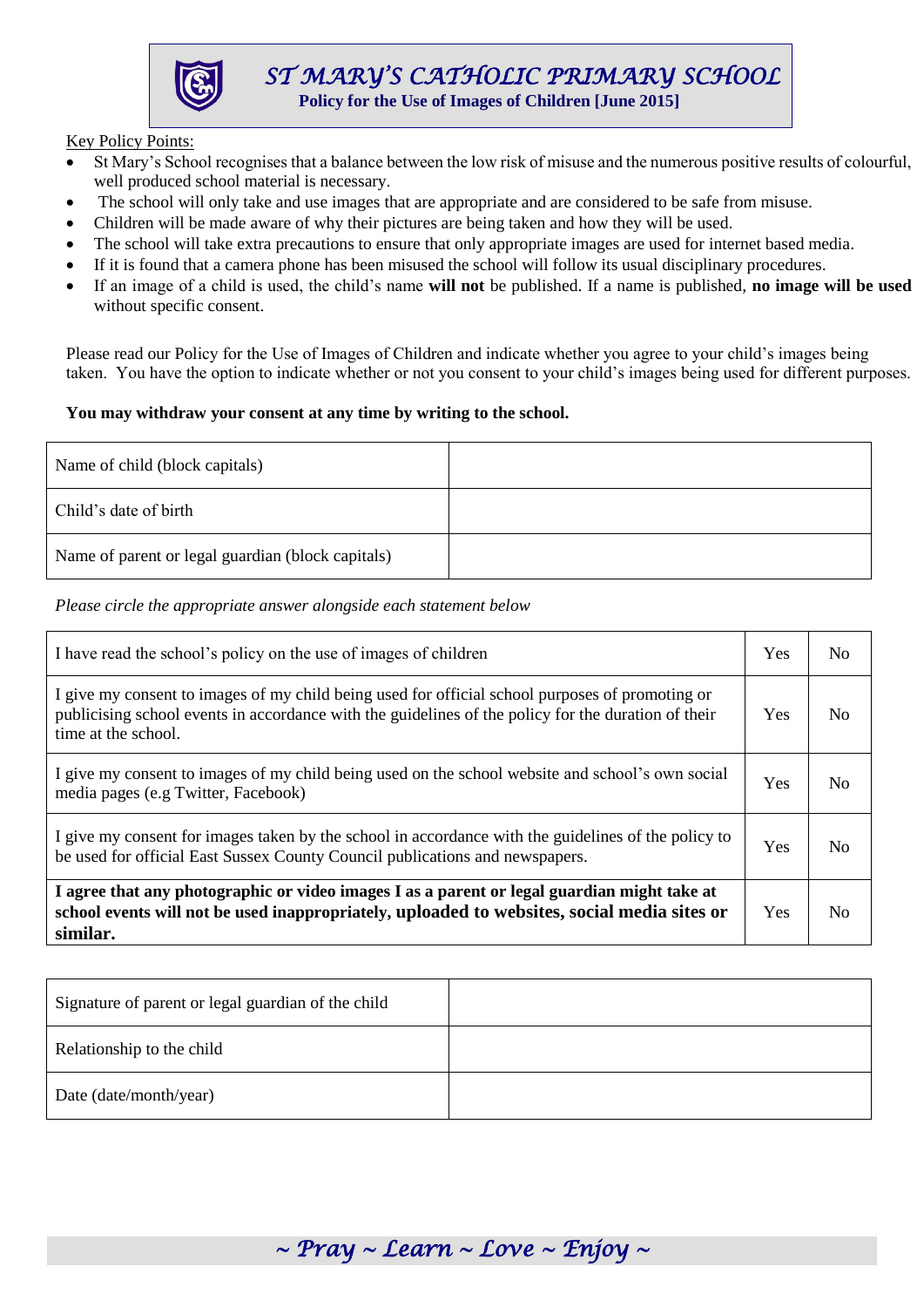# ST MARY'S CATHOLIC PRIMARY SCHOOL

**Policy for the Use of Images of Children [June 2015]**

Key Policy Points:

- St Mary's School recognises that a balance between the low risk of misuse and the numerous positive results of colourful, well produced school material is necessary.
- The school will only take and use images that are appropriate and are considered to be safe from misuse.
- Children will be made aware of why their pictures are being taken and how they will be used.
- The school will take extra precautions to ensure that only appropriate images are used for internet based media.
- If it is found that a camera phone has been misused the school will follow its usual disciplinary procedures.
- If an image of a child is used, the child's name **will not** be published. If a name is published, **no image will be used** without specific consent.

Please read our Policy for the Use of Images of Children and indicate whether you agree to your child's images being taken. You have the option to indicate whether or not you consent to your child's images being used for different purposes.

**You may withdraw your consent at any time by writing to the school.**

| | |
|---|---|
| Name of child (block capitals) | |
| Child's date of birth | |
| Name of parent or legal guardian (block capitals) | |

*Please circle the appropriate answer alongside each statement below*

| | | |
|---|---|---|
| I have read the school's policy on the use of images of children | Yes | No |
| I give my consent to images of my child being used for official school purposes of promoting or publicising school events in accordance with the guidelines of the policy for the duration of their time at the school. | Yes | No |
| I give my consent to images of my child being used on the school website and school's own social media pages (e.g Twitter, Facebook) | Yes | No |
| I give my consent for images taken by the school in accordance with the guidelines of the policy to be used for official East Sussex County Council publications and newspapers. | Yes | No |
| **I agree that any photographic or video images I as a parent or legal guardian might take at school events will not be used inappropriately, uploaded to websites, social media sites or similar.** | Yes | No |

| | |
|---|---|
| Signature of parent or legal guardian of the child | |
| Relationship to the child | |
| Date (date/month/year) | |

~ Pray ~ Learn ~ Love ~ Enjoy ~